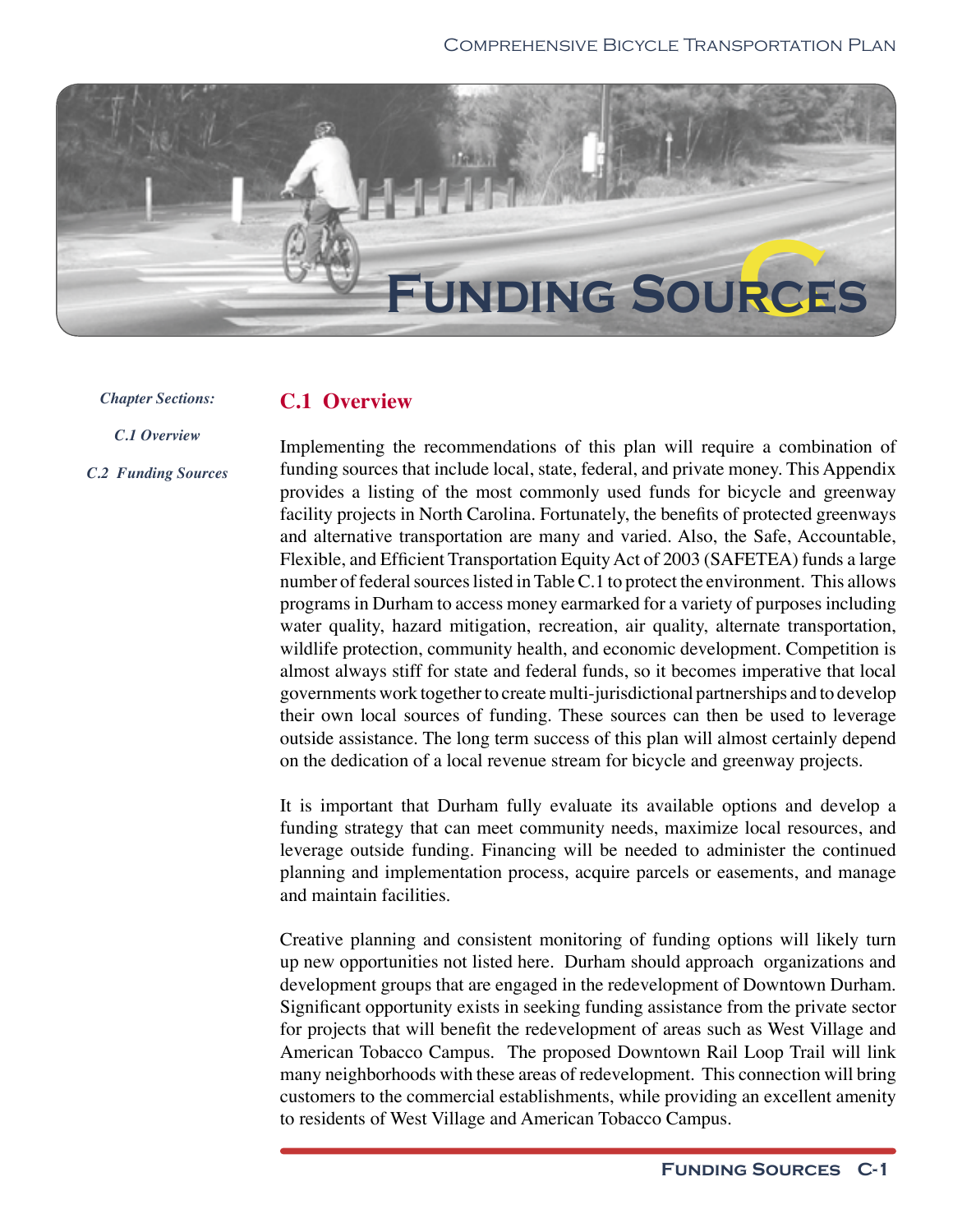# Funding Sources

*Chapter Sections:*

*C.1 Overview*

*C.2 Funding Sources*

## C.1 Overview

Implementing the recommendations of this plan will require a combination of funding sources that include local, state, federal, and private money. This Appendix provides a listing of the most commonly used funds for bicycle and greenway facility projects in North Carolina. Fortunately, the benefits of protected greenways and alternative transportation are many and varied. Also, the Safe, Accountable, Flexible, and Efficient Transportation Equity Act of 2003 (SAFETEA) funds a large number of federal sources listed in Table C.1 to protect the environment. This allows programs in Durham to access money earmarked for a variety of purposes including water quality, hazard mitigation, recreation, air quality, alternate transportation, wildlife protection, community health, and economic development. Competition is almost always stiff for state and federal funds, so it becomes imperative that local governments work together to create multi-jurisdictional partnerships and to develop their own local sources of funding. These sources can then be used to leverage outside assistance. The long term success of this plan will almost certainly depend on the dedication of a local revenue stream for bicycle and greenway projects.

It is important that Durham fully evaluate its available options and develop a funding strategy that can meet community needs, maximize local resources, and leverage outside funding. Financing will be needed to administer the continued planning and implementation process, acquire parcels or easements, and manage and maintain facilities.

Creative planning and consistent monitoring of funding options will likely turn up new opportunities not listed here. Durham should approach organizations and development groups that are engaged in the redevelopment of Downtown Durham. Significant opportunity exists in seeking funding assistance from the private sector for projects that will benefit the redevelopment of areas such as West Village and American Tobacco Campus. The proposed Downtown Rail Loop Trail will link many neighborhoods with these areas of redevelopment. This connection will bring customers to the commercial establishments, while providing an excellent amenity to residents of West Village and American Tobacco Campus.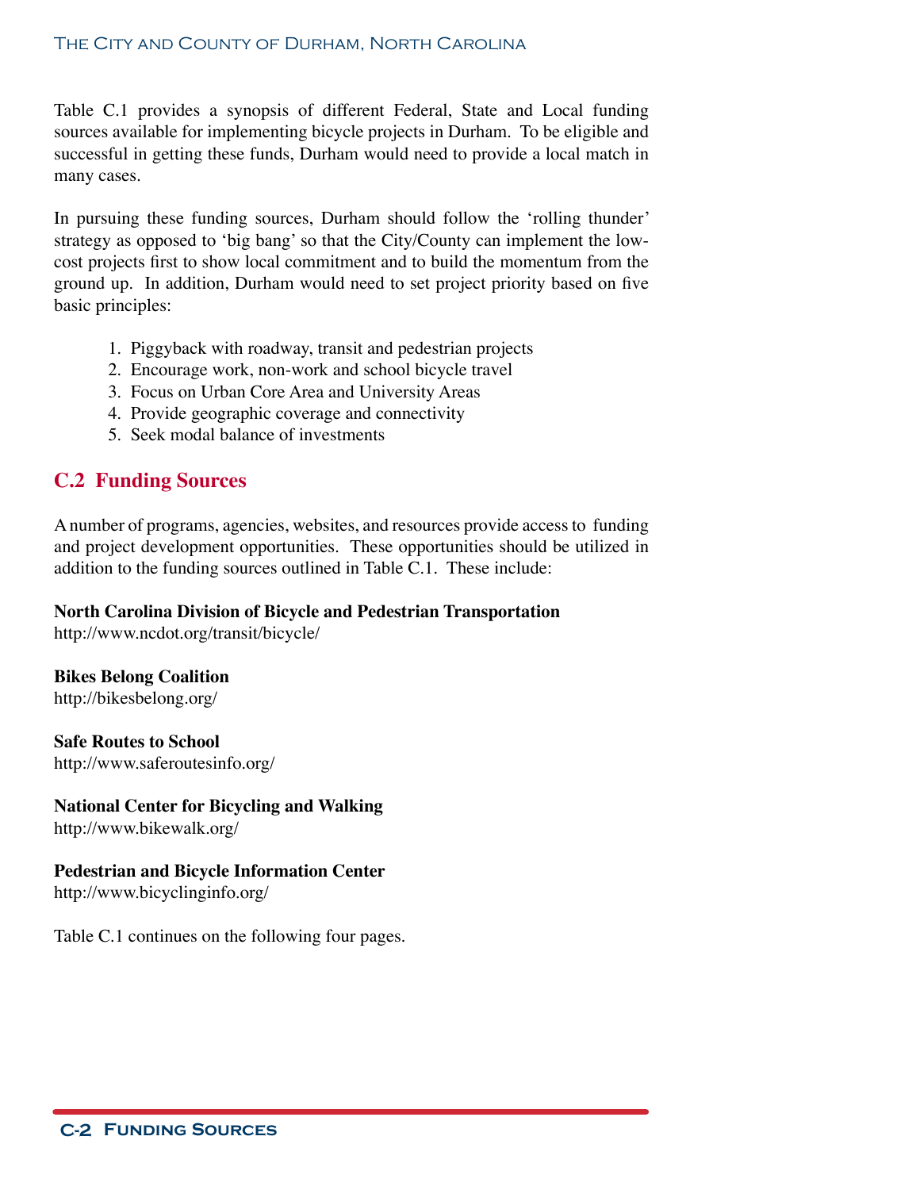Table C.1 provides a synopsis of different Federal, State and Local funding sources available for implementing bicycle projects in Durham. To be eligible and successful in getting these funds, Durham would need to provide a local match in many cases.

In pursuing these funding sources, Durham should follow the 'rolling thunder' strategy as opposed to 'big bang' so that the City/County can implement the low-cost projects first to show local commitment and to build the momentum from the ground up. In addition, Durham would need to set project priority based on five basic principles:

1. Piggyback with roadway, transit and pedestrian projects
2. Encourage work, non-work and school bicycle travel
3. Focus on Urban Core Area and University Areas
4. Provide geographic coverage and connectivity
5. Seek modal balance of investments

## C.2 Funding Sources

A number of programs, agencies, websites, and resources provide access to funding and project development opportunities. These opportunities should be utilized in addition to the funding sources outlined in Table C.1. These include:

**North Carolina Division of Bicycle and Pedestrian Transportation**
http://www.ncdot.org/transit/bicycle/

**Bikes Belong Coalition**
http://bikesbelong.org/

**Safe Routes to School**
http://www.saferoutesinfo.org/

**National Center for Bicycling and Walking**
http://www.bikewalk.org/

**Pedestrian and Bicycle Information Center**
http://www.bicyclinginfo.org/

Table C.1 continues on the following four pages.